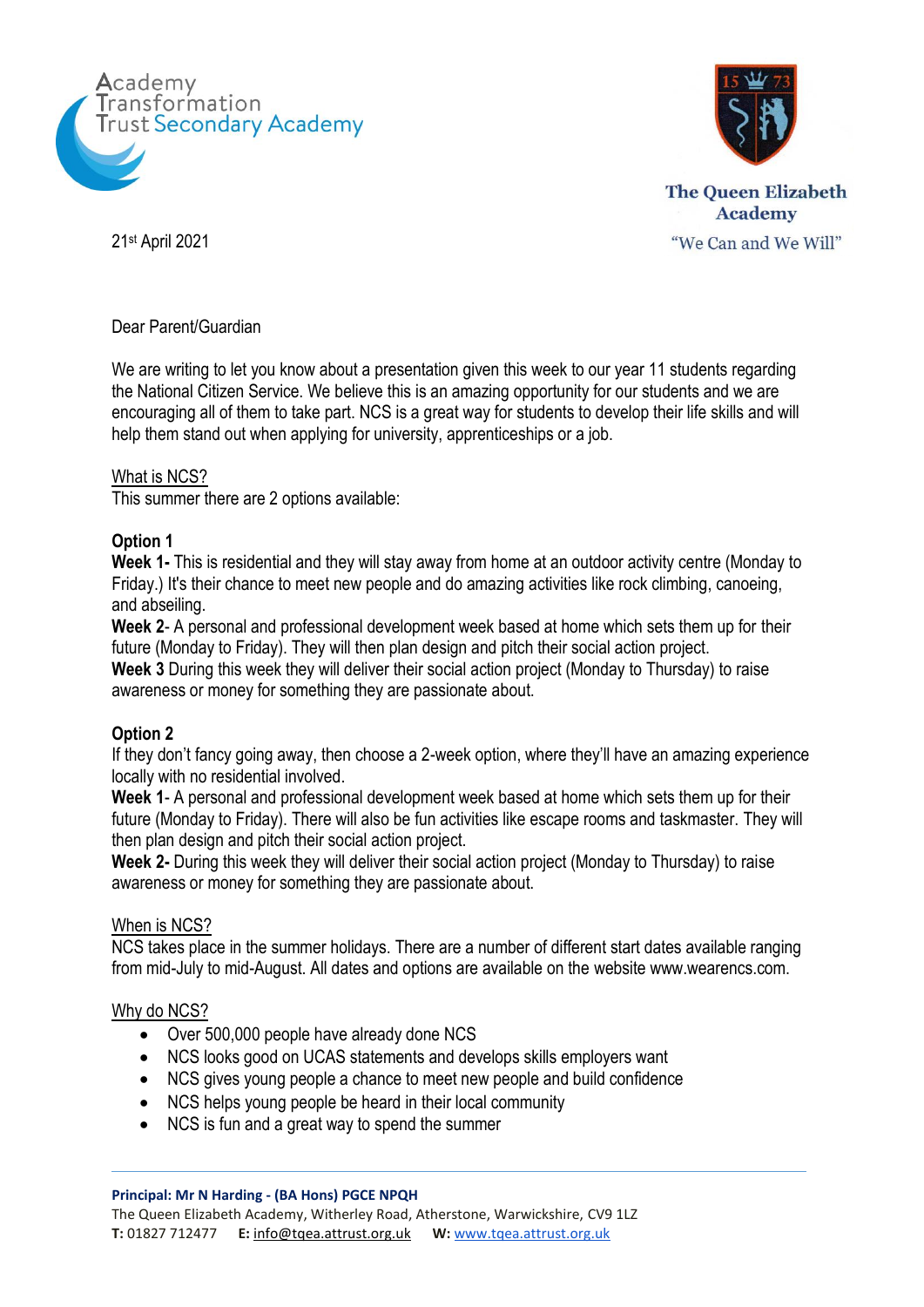Academy Transformation Trust Secondary Academy

The Queen Elizabeth Academy
"We Can and We Will"

21st April 2021

Dear Parent/Guardian

We are writing to let you know about a presentation given this week to our year 11 students regarding the National Citizen Service. We believe this is an amazing opportunity for our students and we are encouraging all of them to take part. NCS is a great way for students to develop their life skills and will help them stand out when applying for university, apprenticeships or a job.

What is NCS?
This summer there are 2 options available:

**Option 1**
**Week 1-** This is residential and they will stay away from home at an outdoor activity centre (Monday to Friday.) It's their chance to meet new people and do amazing activities like rock climbing, canoeing, and abseiling.
**Week 2**- A personal and professional development week based at home which sets them up for their future (Monday to Friday). They will then plan design and pitch their social action project.
**Week 3** During this week they will deliver their social action project (Monday to Thursday) to raise awareness or money for something they are passionate about.

**Option 2**
If they don't fancy going away, then choose a 2-week option, where they'll have an amazing experience locally with no residential involved.
**Week 1**- A personal and professional development week based at home which sets them up for their future (Monday to Friday). There will also be fun activities like escape rooms and taskmaster. They will then plan design and pitch their social action project.
**Week 2-** During this week they will deliver their social action project (Monday to Thursday) to raise awareness or money for something they are passionate about.

When is NCS?
NCS takes place in the summer holidays. There are a number of different start dates available ranging from mid-July to mid-August. All dates and options are available on the website www.wearencs.com.

Why do NCS?

- Over 500,000 people have already done NCS
- NCS looks good on UCAS statements and develops skills employers want
- NCS gives young people a chance to meet new people and build confidence
- NCS helps young people be heard in their local community
- NCS is fun and a great way to spend the summer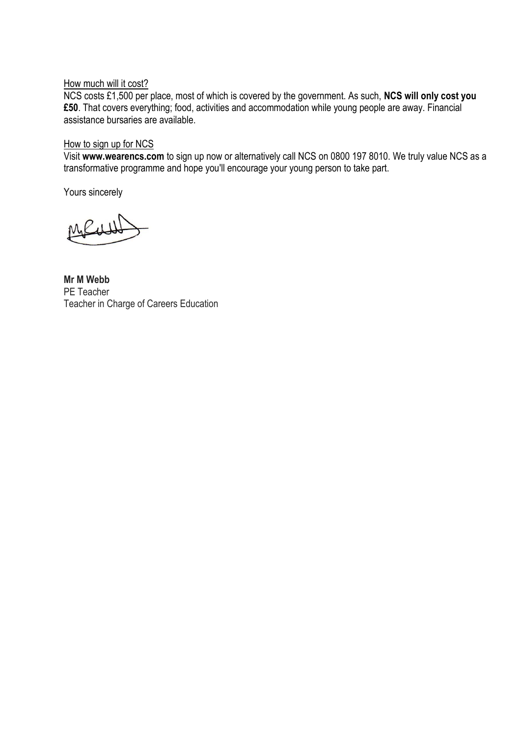<u>How much will it cost?</u>

NCS costs £1,500 per place, most of which is covered by the government. As such, **NCS will only cost you £50**. That covers everything; food, activities and accommodation while young people are away. Financial assistance bursaries are available.

<u>How to sign up for NCS</u>

Visit **www.wearencs.com** to sign up now or alternatively call NCS on 0800 197 8010. We truly value NCS as a transformative programme and hope you'll encourage your young person to take part.

Yours sincerely

**Mr M Webb**
PE Teacher
Teacher in Charge of Careers Education